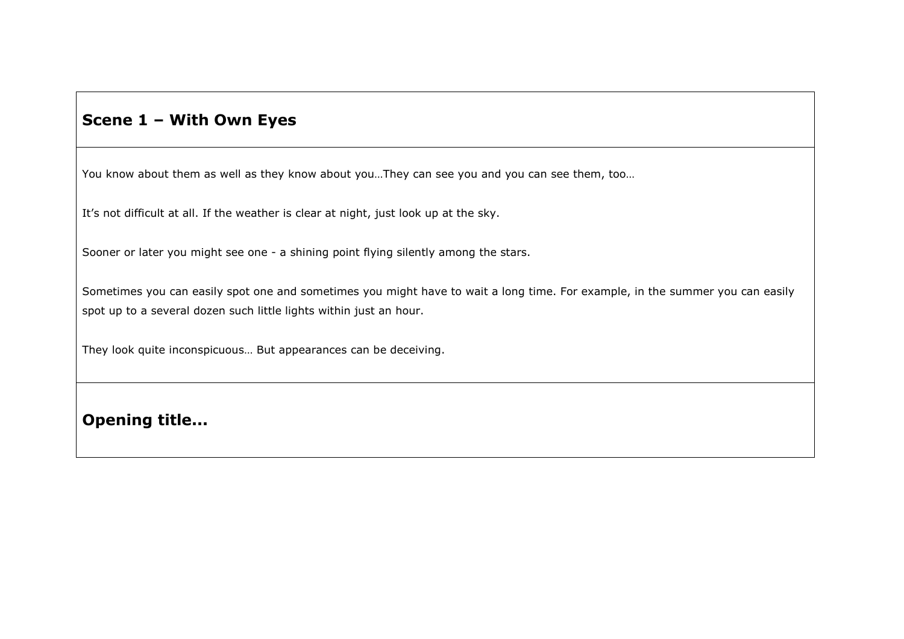## Scene 1 – With Own Eyes

You know about them as well as they know about you…They can see you and you can see them, too…

It's not difficult at all. If the weather is clear at night, just look up at the sky.

Sooner or later you might see one - a shining point flying silently among the stars.

Sometimes you can easily spot one and sometimes you might have to wait a long time. For example, in the summer you can easily spot up to a several dozen such little lights within just an hour.

They look quite inconspicuous… But appearances can be deceiving.

## Opening title...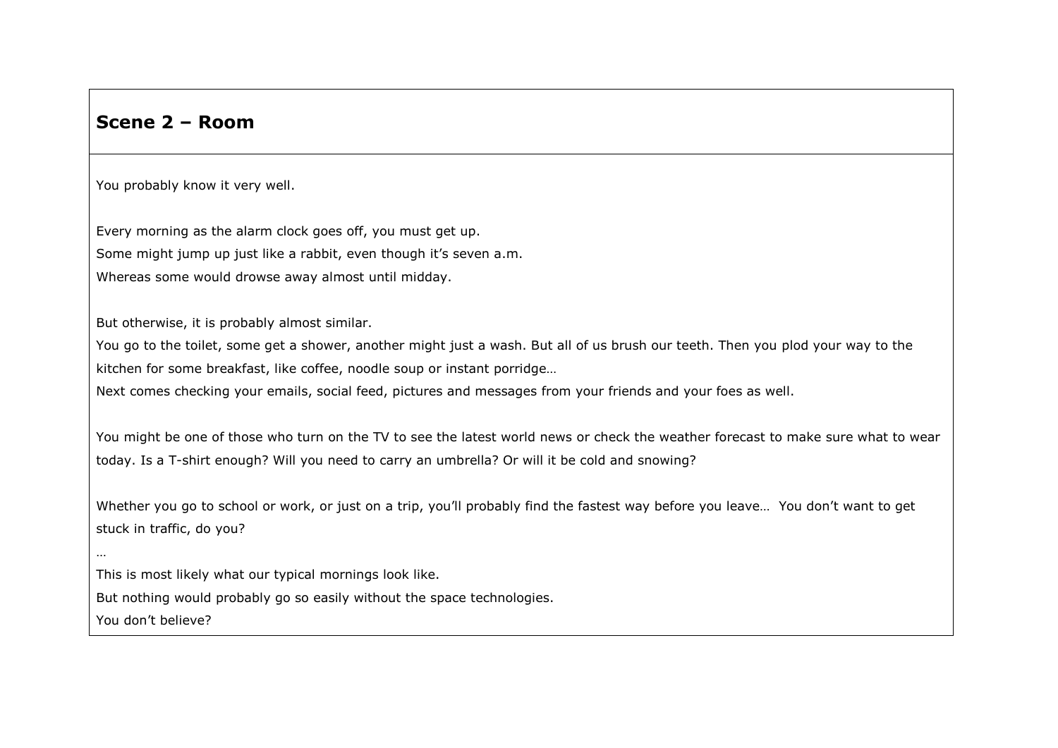## Scene 2 – Room

You probably know it very well.

Every morning as the alarm clock goes off, you must get up.
Some might jump up just like a rabbit, even though it's seven a.m.
Whereas some would drowse away almost until midday.

But otherwise, it is probably almost similar.
You go to the toilet, some get a shower, another might just a wash. But all of us brush our teeth. Then you plod your way to the kitchen for some breakfast, like coffee, noodle soup or instant porridge…
Next comes checking your emails, social feed, pictures and messages from your friends and your foes as well.

You might be one of those who turn on the TV to see the latest world news or check the weather forecast to make sure what to wear today. Is a T-shirt enough? Will you need to carry an umbrella? Or will it be cold and snowing?

Whether you go to school or work, or just on a trip, you'll probably find the fastest way before you leave… You don't want to get stuck in traffic, do you?
…
This is most likely what our typical mornings look like.
But nothing would probably go so easily without the space technologies.
You don't believe?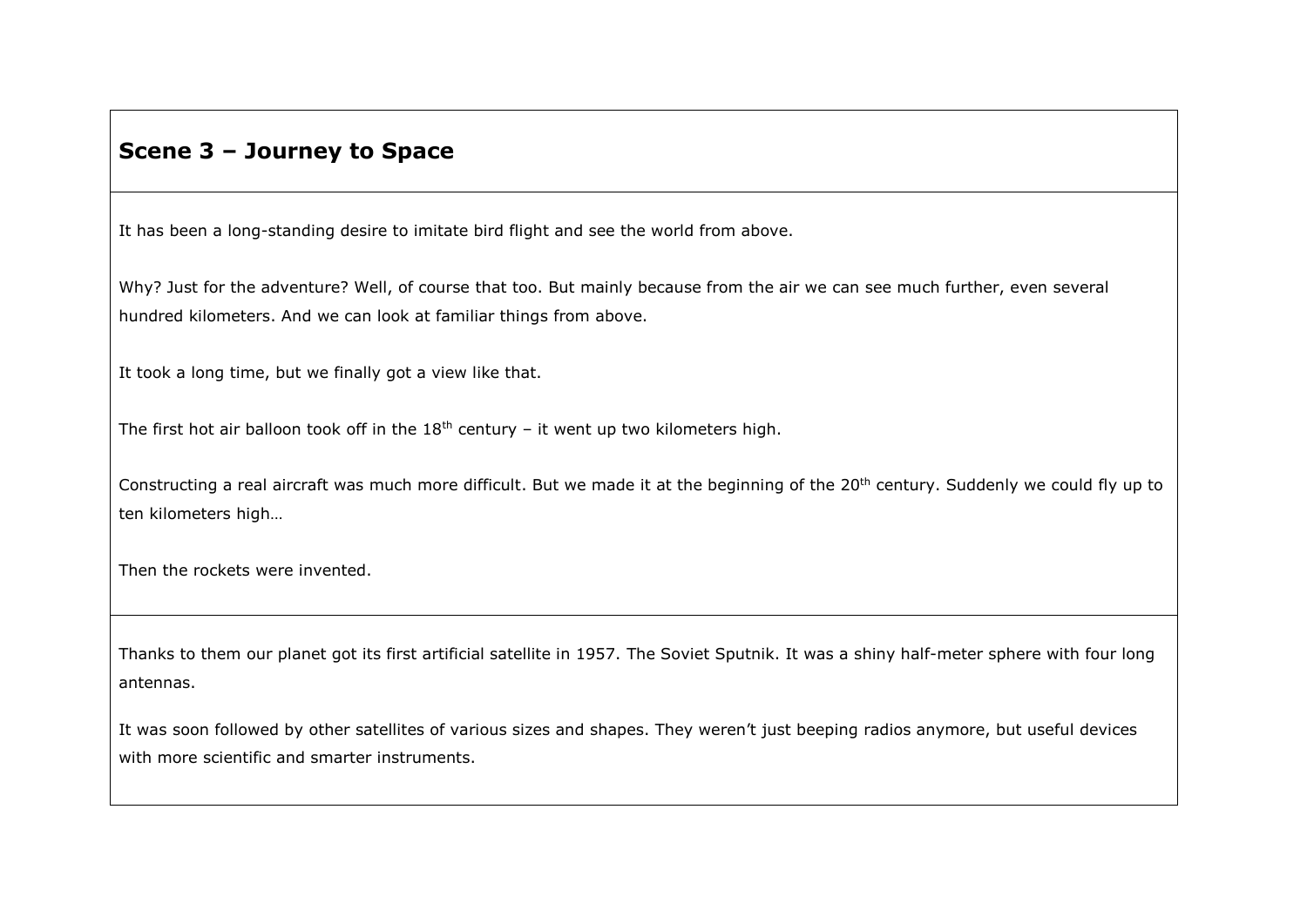## Scene 3 – Journey to Space

It has been a long-standing desire to imitate bird flight and see the world from above.

Why? Just for the adventure? Well, of course that too. But mainly because from the air we can see much further, even several hundred kilometers. And we can look at familiar things from above.

It took a long time, but we finally got a view like that.

The first hot air balloon took off in the 18th century – it went up two kilometers high.

Constructing a real aircraft was much more difficult. But we made it at the beginning of the 20th century. Suddenly we could fly up to ten kilometers high…

Then the rockets were invented.

Thanks to them our planet got its first artificial satellite in 1957. The Soviet Sputnik. It was a shiny half-meter sphere with four long antennas.

It was soon followed by other satellites of various sizes and shapes. They weren't just beeping radios anymore, but useful devices with more scientific and smarter instruments.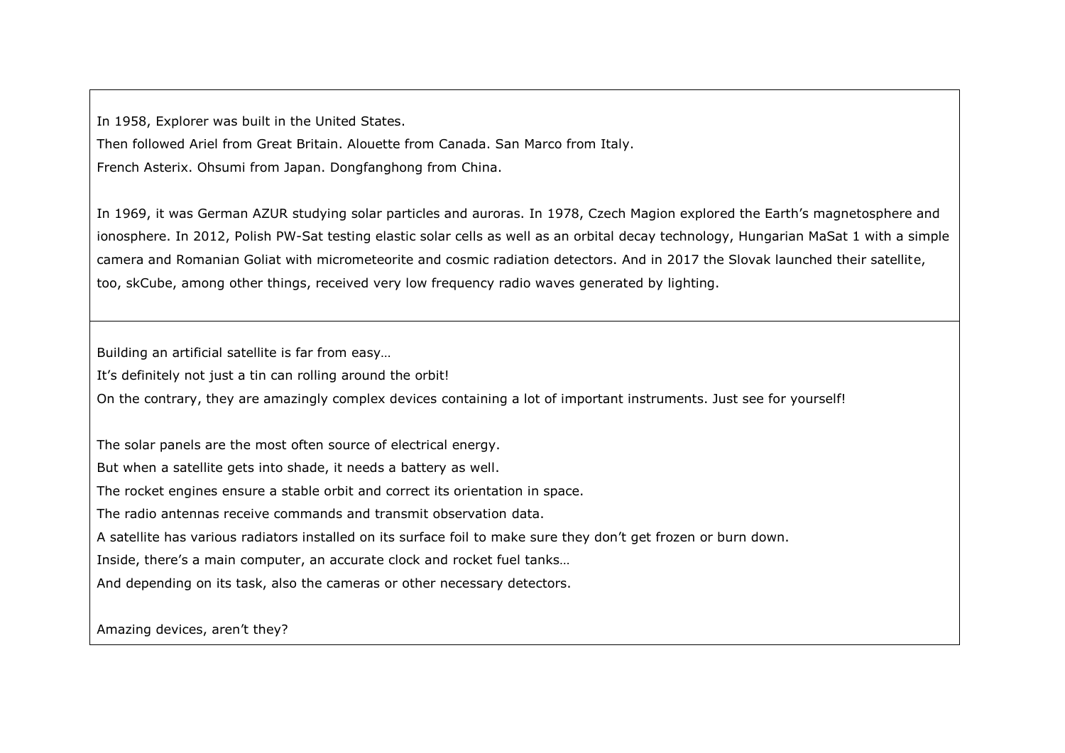In 1958, Explorer was built in the United States.
Then followed Ariel from Great Britain. Alouette from Canada. San Marco from Italy.
French Asterix. Ohsumi from Japan. Dongfanghong from China.

In 1969, it was German AZUR studying solar particles and auroras. In 1978, Czech Magion explored the Earth's magnetosphere and ionosphere. In 2012, Polish PW-Sat testing elastic solar cells as well as an orbital decay technology, Hungarian MaSat 1 with a simple camera and Romanian Goliat with micrometeorite and cosmic radiation detectors. And in 2017 the Slovak launched their satellite, too, skCube, among other things, received very low frequency radio waves generated by lighting.

---

Building an artificial satellite is far from easy…
It's definitely not just a tin can rolling around the orbit!
On the contrary, they are amazingly complex devices containing a lot of important instruments. Just see for yourself!

The solar panels are the most often source of electrical energy.
But when a satellite gets into shade, it needs a battery as well.
The rocket engines ensure a stable orbit and correct its orientation in space.
The radio antennas receive commands and transmit observation data.
A satellite has various radiators installed on its surface foil to make sure they don't get frozen or burn down.
Inside, there's a main computer, an accurate clock and rocket fuel tanks…
And depending on its task, also the cameras or other necessary detectors.

Amazing devices, aren't they?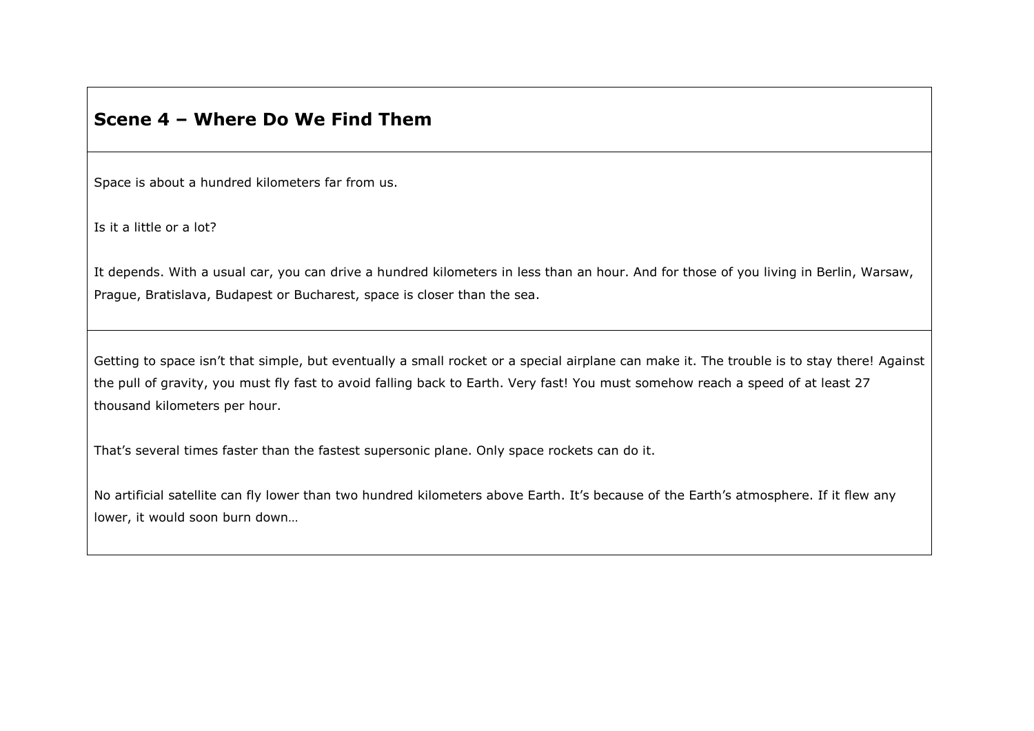## Scene 4 – Where Do We Find Them

Space is about a hundred kilometers far from us.

Is it a little or a lot?

It depends. With a usual car, you can drive a hundred kilometers in less than an hour. And for those of you living in Berlin, Warsaw, Prague, Bratislava, Budapest or Bucharest, space is closer than the sea.

Getting to space isn't that simple, but eventually a small rocket or a special airplane can make it. The trouble is to stay there! Against the pull of gravity, you must fly fast to avoid falling back to Earth. Very fast! You must somehow reach a speed of at least 27 thousand kilometers per hour.

That's several times faster than the fastest supersonic plane. Only space rockets can do it.

No artificial satellite can fly lower than two hundred kilometers above Earth. It's because of the Earth's atmosphere. If it flew any lower, it would soon burn down…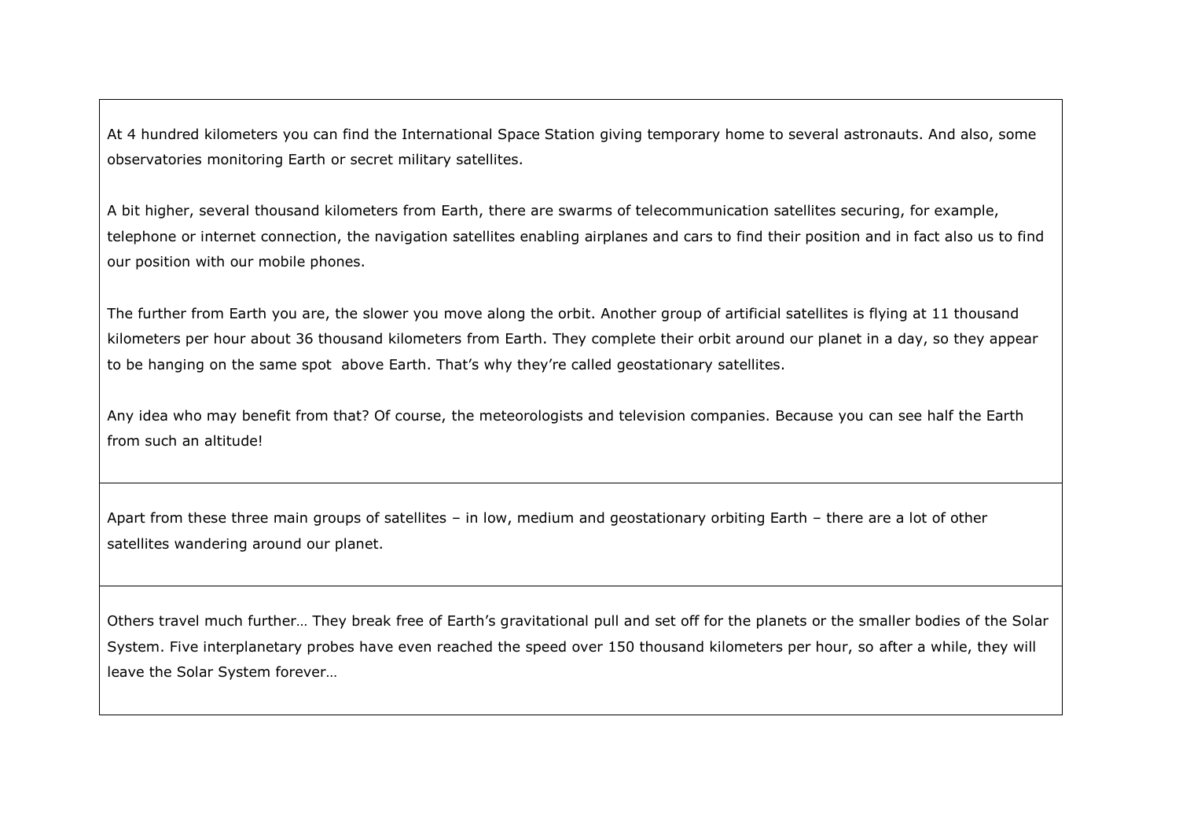At 4 hundred kilometers you can find the International Space Station giving temporary home to several astronauts. And also, some observatories monitoring Earth or secret military satellites.

A bit higher, several thousand kilometers from Earth, there are swarms of telecommunication satellites securing, for example, telephone or internet connection, the navigation satellites enabling airplanes and cars to find their position and in fact also us to find our position with our mobile phones.

The further from Earth you are, the slower you move along the orbit. Another group of artificial satellites is flying at 11 thousand kilometers per hour about 36 thousand kilometers from Earth. They complete their orbit around our planet in a day, so they appear to be hanging on the same spot above Earth. That's why they're called geostationary satellites.

Any idea who may benefit from that? Of course, the meteorologists and television companies. Because you can see half the Earth from such an altitude!

Apart from these three main groups of satellites – in low, medium and geostationary orbiting Earth – there are a lot of other satellites wandering around our planet.

Others travel much further… They break free of Earth's gravitational pull and set off for the planets or the smaller bodies of the Solar System. Five interplanetary probes have even reached the speed over 150 thousand kilometers per hour, so after a while, they will leave the Solar System forever…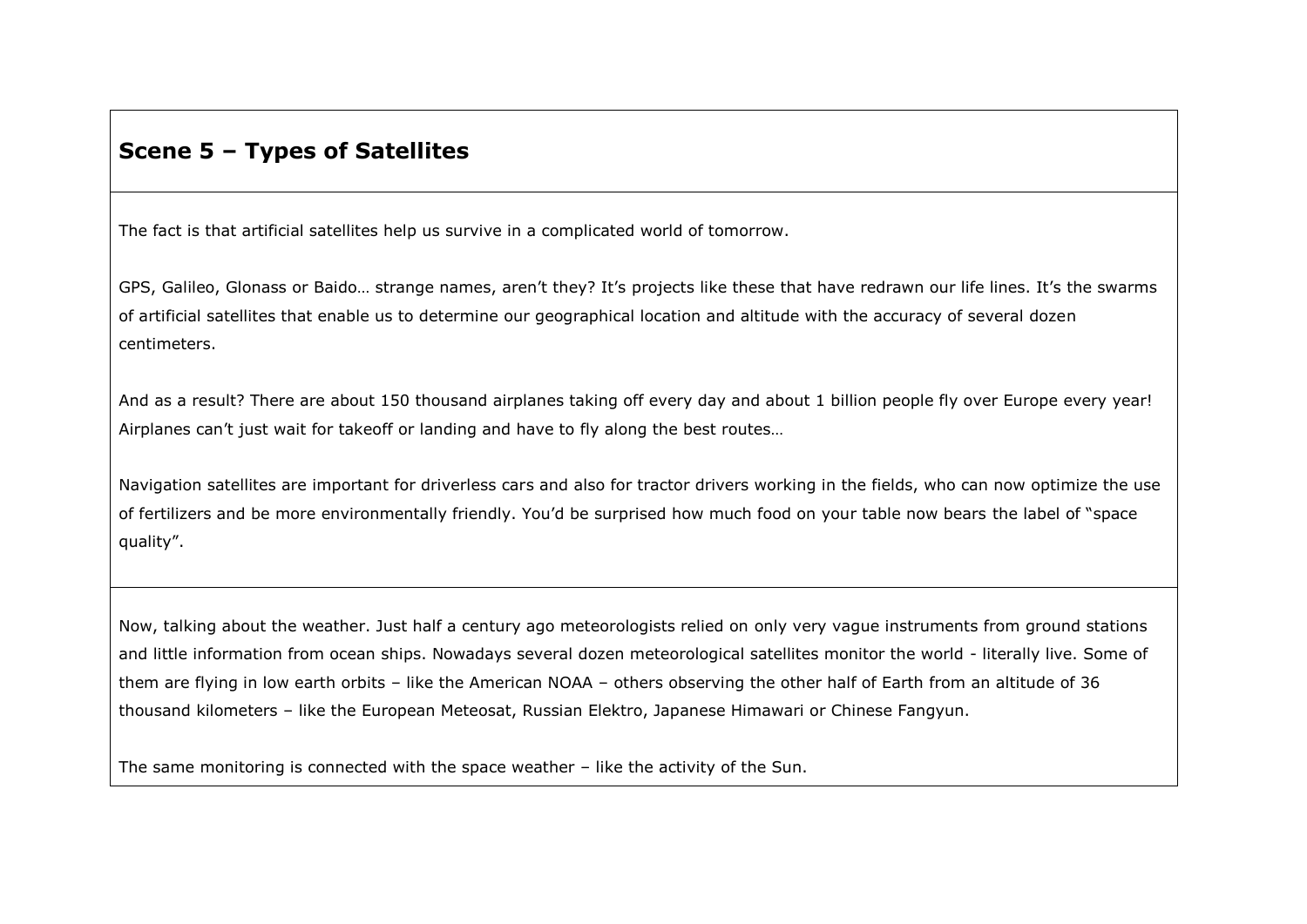## Scene 5 – Types of Satellites

The fact is that artificial satellites help us survive in a complicated world of tomorrow.

GPS, Galileo, Glonass or Baido… strange names, aren't they? It's projects like these that have redrawn our life lines. It's the swarms of artificial satellites that enable us to determine our geographical location and altitude with the accuracy of several dozen centimeters.

And as a result? There are about 150 thousand airplanes taking off every day and about 1 billion people fly over Europe every year! Airplanes can't just wait for takeoff or landing and have to fly along the best routes…

Navigation satellites are important for driverless cars and also for tractor drivers working in the fields, who can now optimize the use of fertilizers and be more environmentally friendly. You'd be surprised how much food on your table now bears the label of "space quality".

Now, talking about the weather. Just half a century ago meteorologists relied on only very vague instruments from ground stations and little information from ocean ships. Nowadays several dozen meteorological satellites monitor the world - literally live. Some of them are flying in low earth orbits – like the American NOAA – others observing the other half of Earth from an altitude of 36 thousand kilometers – like the European Meteosat, Russian Elektro, Japanese Himawari or Chinese Fangyun.

The same monitoring is connected with the space weather – like the activity of the Sun.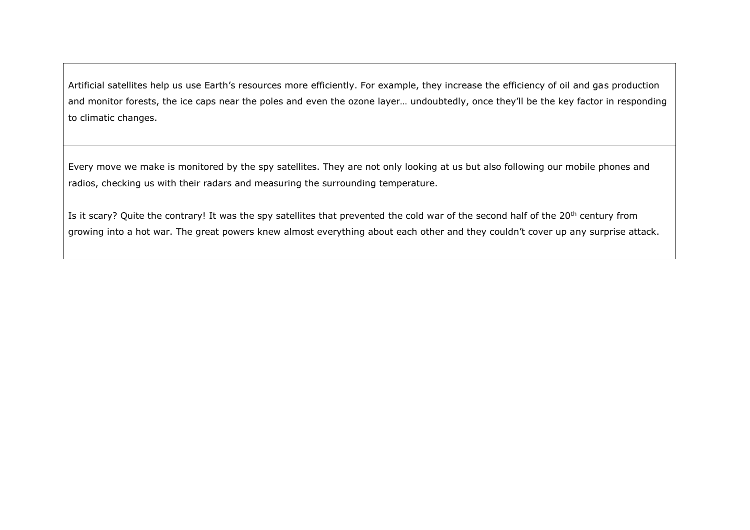| Artificial satellites help us use Earth's resources more efficiently. For example, they increase the efficiency of oil and gas production and monitor forests, the ice caps near the poles and even the ozone layer… undoubtedly, once they'll be the key factor in responding to climatic changes. |
| --- |
| Every move we make is monitored by the spy satellites. They are not only looking at us but also following our mobile phones and radios, checking us with their radars and measuring the surrounding temperature.<br><br>Is it scary? Quite the contrary! It was the spy satellites that prevented the cold war of the second half of the 20th century from growing into a hot war. The great powers knew almost everything about each other and they couldn't cover up any surprise attack. |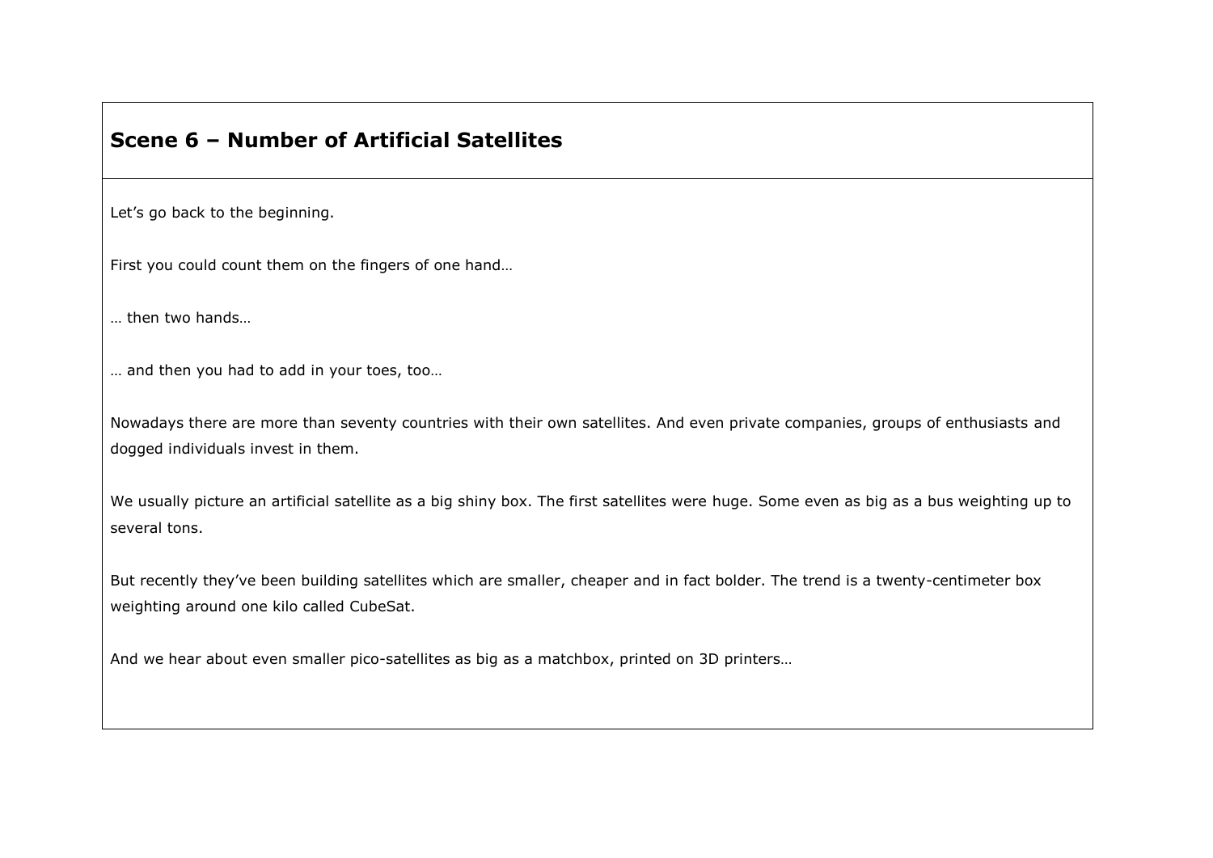## Scene 6 – Number of Artificial Satellites

Let’s go back to the beginning.

First you could count them on the fingers of one hand…

… then two hands…

… and then you had to add in your toes, too…

Nowadays there are more than seventy countries with their own satellites. And even private companies, groups of enthusiasts and dogged individuals invest in them.

We usually picture an artificial satellite as a big shiny box. The first satellites were huge. Some even as big as a bus weighting up to several tons.

But recently they’ve been building satellites which are smaller, cheaper and in fact bolder. The trend is a twenty-centimeter box weighting around one kilo called CubeSat.

And we hear about even smaller pico-satellites as big as a matchbox, printed on 3D printers…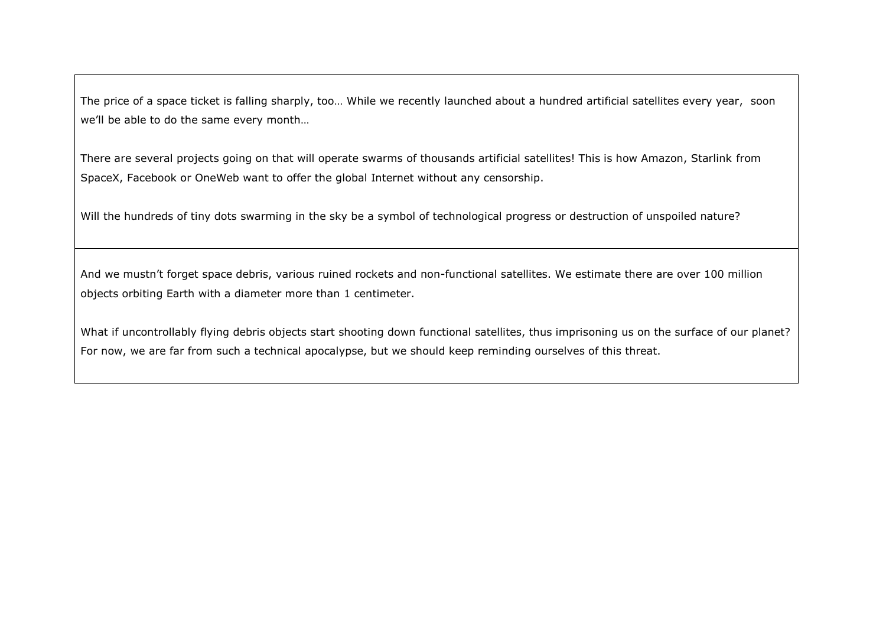The price of a space ticket is falling sharply, too… While we recently launched about a hundred artificial satellites every year,  soon we'll be able to do the same every month…

There are several projects going on that will operate swarms of thousands artificial satellites! This is how Amazon, Starlink from SpaceX, Facebook or OneWeb want to offer the global Internet without any censorship.

Will the hundreds of tiny dots swarming in the sky be a symbol of technological progress or destruction of unspoiled nature?

And we mustn't forget space debris, various ruined rockets and non-functional satellites. We estimate there are over 100 million objects orbiting Earth with a diameter more than 1 centimeter.

What if uncontrollably flying debris objects start shooting down functional satellites, thus imprisoning us on the surface of our planet? For now, we are far from such a technical apocalypse, but we should keep reminding ourselves of this threat.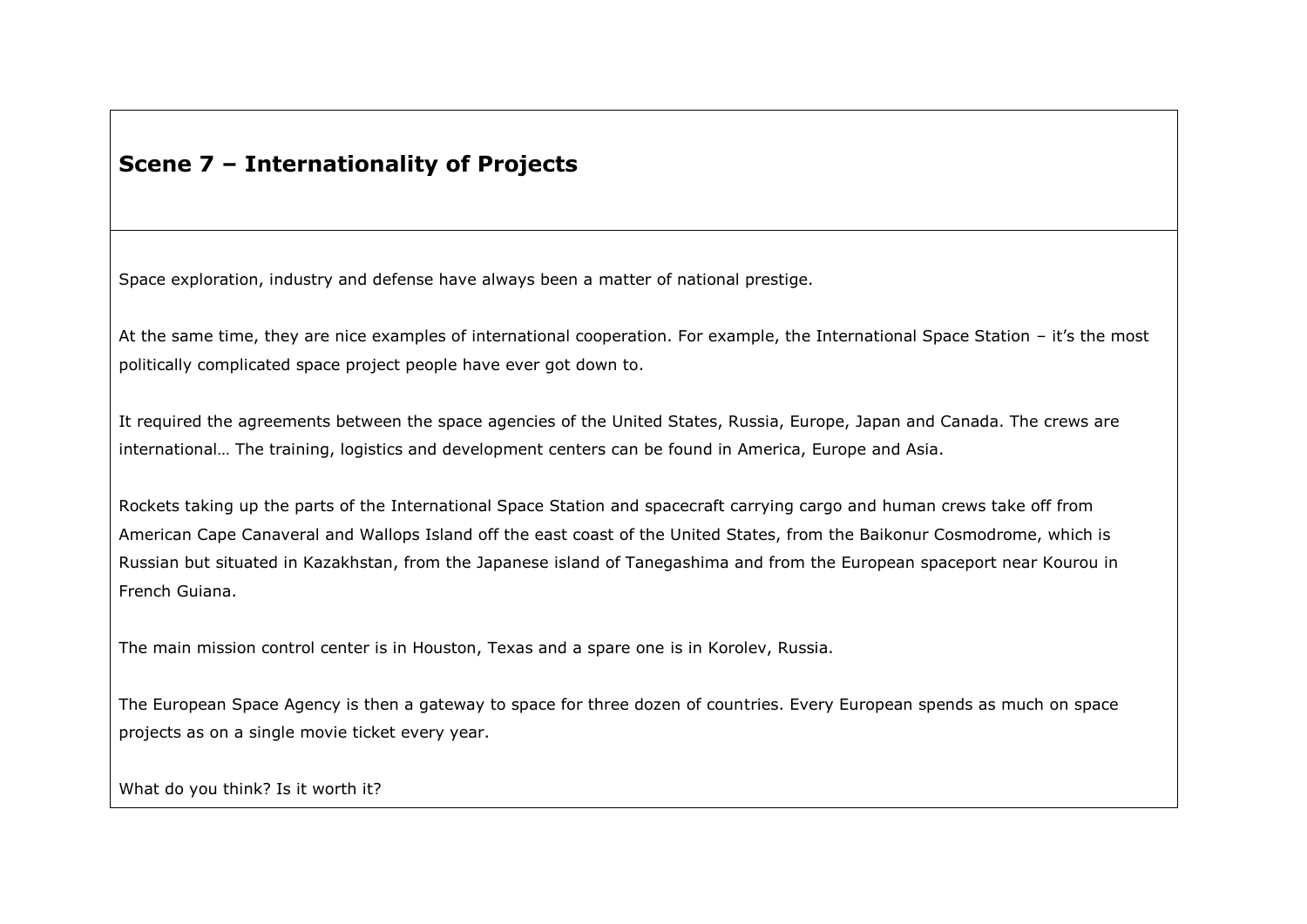## Scene 7 – Internationality of Projects

Space exploration, industry and defense have always been a matter of national prestige.

At the same time, they are nice examples of international cooperation. For example, the International Space Station – it's the most politically complicated space project people have ever got down to.

It required the agreements between the space agencies of the United States, Russia, Europe, Japan and Canada. The crews are international… The training, logistics and development centers can be found in America, Europe and Asia.

Rockets taking up the parts of the International Space Station and spacecraft carrying cargo and human crews take off from American Cape Canaveral and Wallops Island off the east coast of the United States, from the Baikonur Cosmodrome, which is Russian but situated in Kazakhstan, from the Japanese island of Tanegashima and from the European spaceport near Kourou in French Guiana.

The main mission control center is in Houston, Texas and a spare one is in Korolev, Russia.

The European Space Agency is then a gateway to space for three dozen of countries. Every European spends as much on space projects as on a single movie ticket every year.

What do you think? Is it worth it?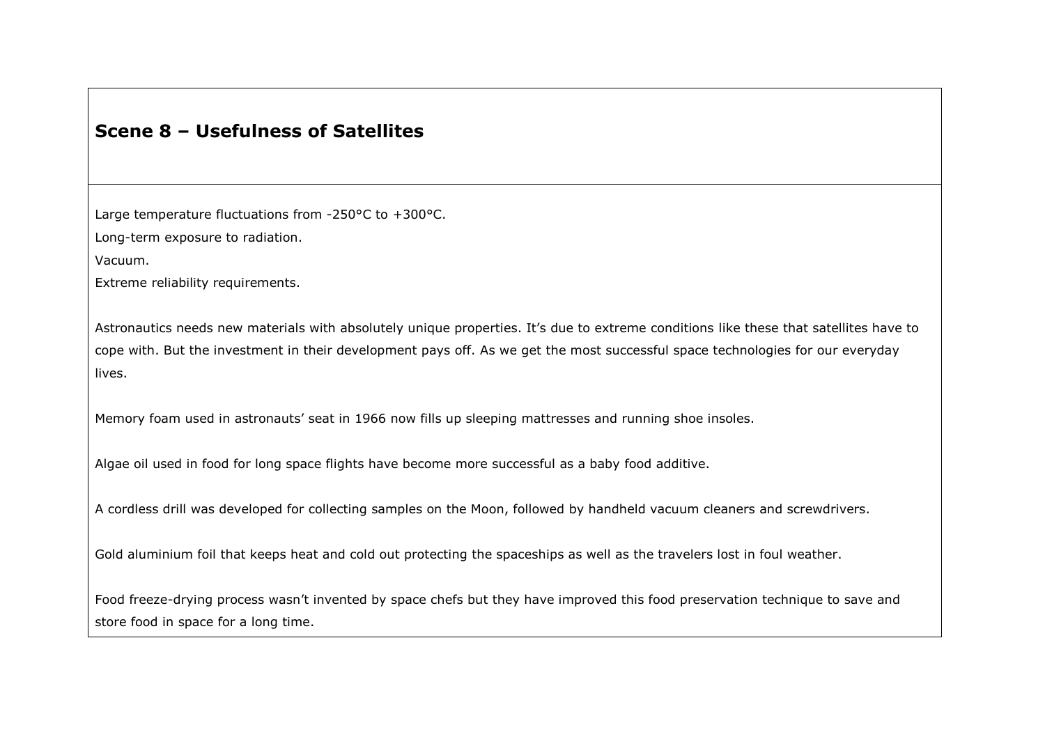## Scene 8 – Usefulness of Satellites

Large temperature fluctuations from -250°C to +300°C.
Long-term exposure to radiation.
Vacuum.
Extreme reliability requirements.

Astronautics needs new materials with absolutely unique properties. It’s due to extreme conditions like these that satellites have to cope with. But the investment in their development pays off. As we get the most successful space technologies for our everyday lives.

Memory foam used in astronauts’ seat in 1966 now fills up sleeping mattresses and running shoe insoles.

Algae oil used in food for long space flights have become more successful as a baby food additive.

A cordless drill was developed for collecting samples on the Moon, followed by handheld vacuum cleaners and screwdrivers.

Gold aluminium foil that keeps heat and cold out protecting the spaceships as well as the travelers lost in foul weather.

Food freeze-drying process wasn’t invented by space chefs but they have improved this food preservation technique to save and store food in space for a long time.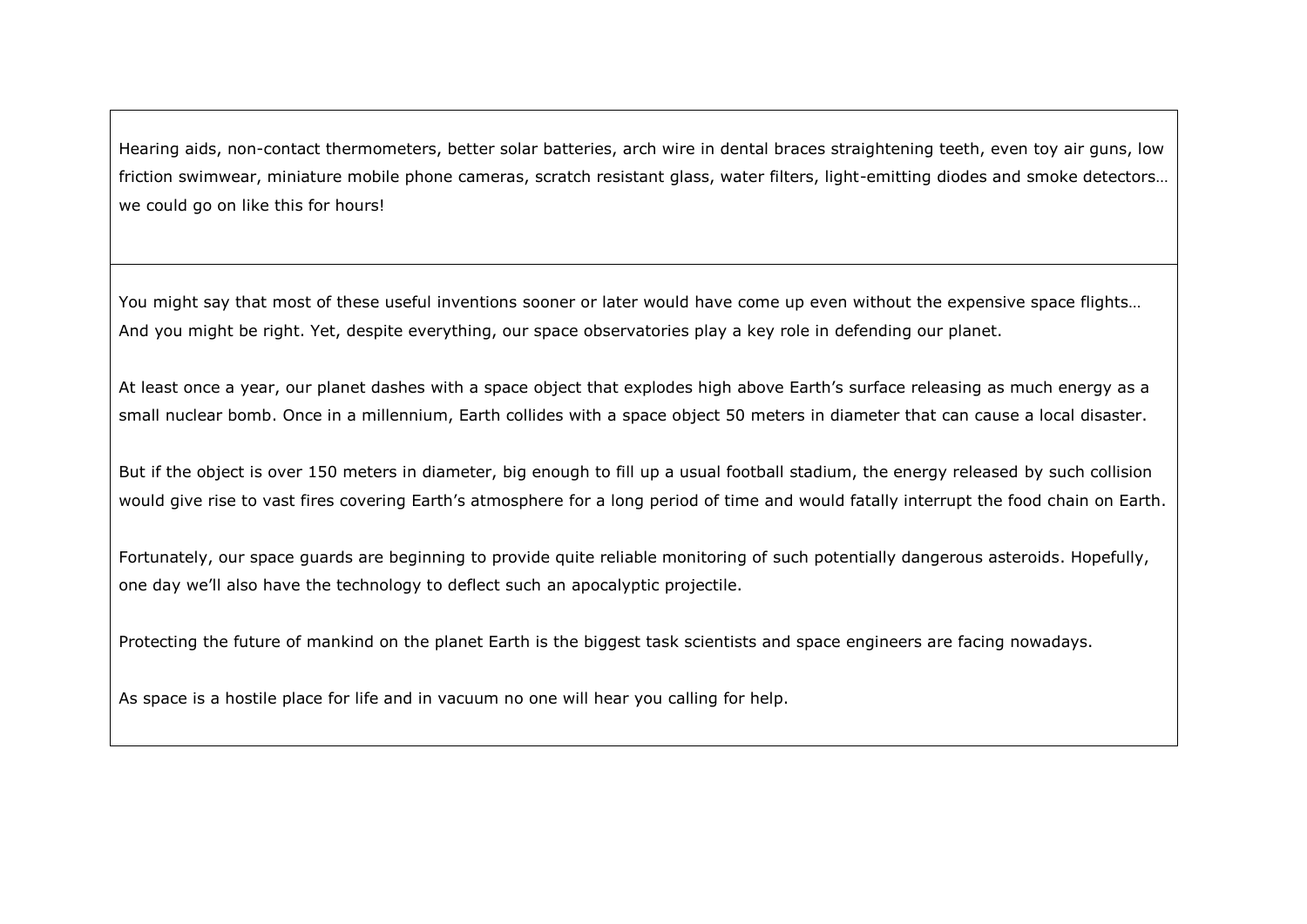Hearing aids, non-contact thermometers, better solar batteries, arch wire in dental braces straightening teeth, even toy air guns, low friction swimwear, miniature mobile phone cameras, scratch resistant glass, water filters, light-emitting diodes and smoke detectors… we could go on like this for hours!

You might say that most of these useful inventions sooner or later would have come up even without the expensive space flights… And you might be right. Yet, despite everything, our space observatories play a key role in defending our planet.

At least once a year, our planet dashes with a space object that explodes high above Earth's surface releasing as much energy as a small nuclear bomb. Once in a millennium, Earth collides with a space object 50 meters in diameter that can cause a local disaster.

But if the object is over 150 meters in diameter, big enough to fill up a usual football stadium, the energy released by such collision would give rise to vast fires covering Earth's atmosphere for a long period of time and would fatally interrupt the food chain on Earth.

Fortunately, our space guards are beginning to provide quite reliable monitoring of such potentially dangerous asteroids. Hopefully, one day we'll also have the technology to deflect such an apocalyptic projectile.

Protecting the future of mankind on the planet Earth is the biggest task scientists and space engineers are facing nowadays.

As space is a hostile place for life and in vacuum no one will hear you calling for help.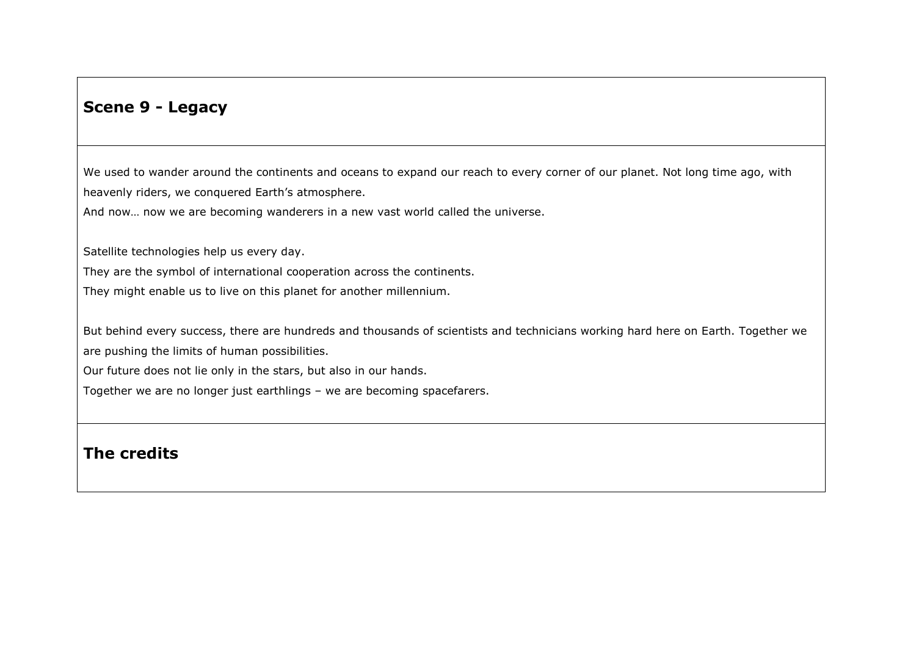## Scene 9 - Legacy

We used to wander around the continents and oceans to expand our reach to every corner of our planet. Not long time ago, with heavenly riders, we conquered Earth's atmosphere.
And now… now we are becoming wanderers in a new vast world called the universe.

Satellite technologies help us every day.
They are the symbol of international cooperation across the continents.
They might enable us to live on this planet for another millennium.

But behind every success, there are hundreds and thousands of scientists and technicians working hard here on Earth. Together we are pushing the limits of human possibilities.
Our future does not lie only in the stars, but also in our hands.
Together we are no longer just earthlings – we are becoming spacefarers.

## The credits